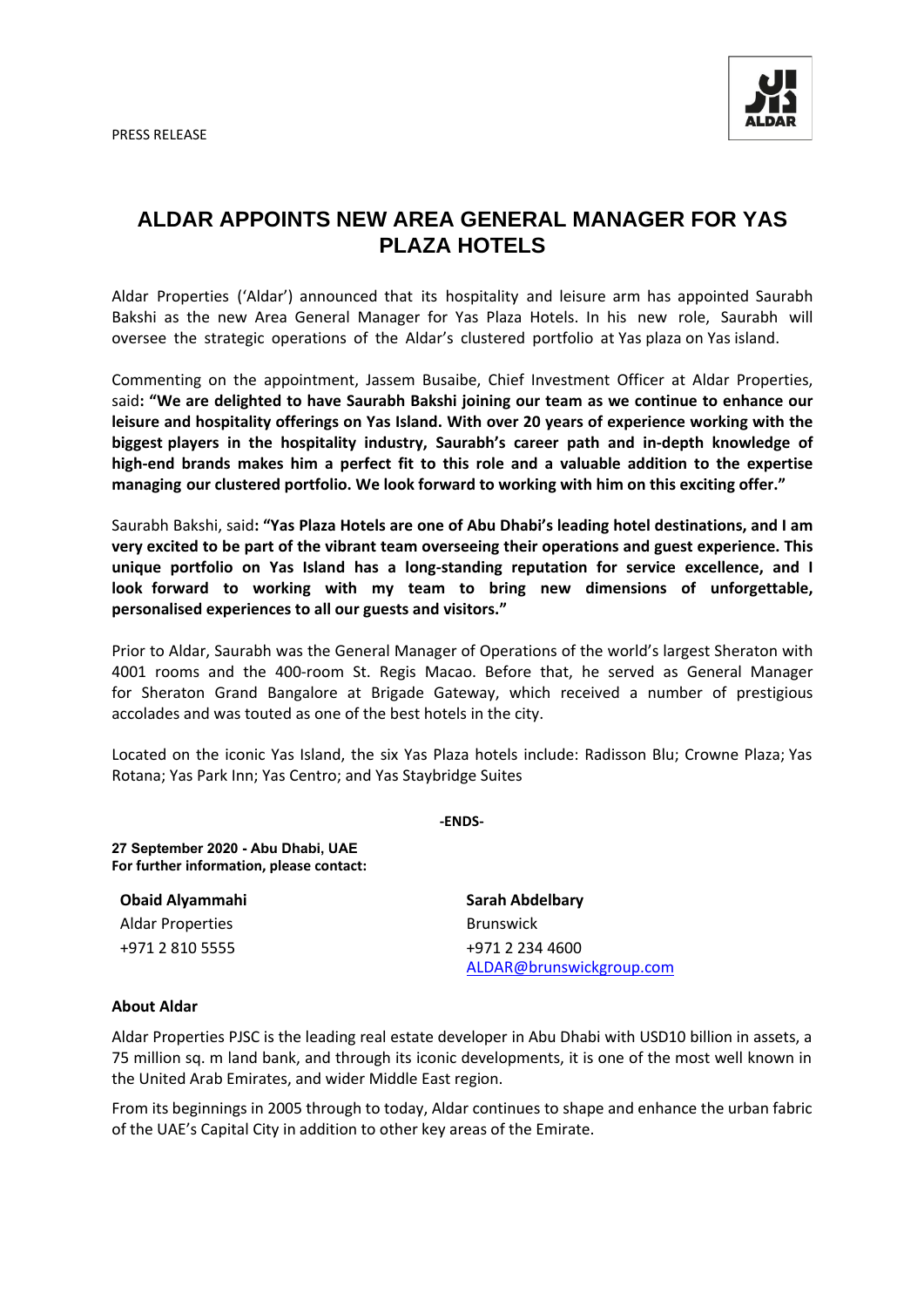PRESS RELEASE

# ALDAR APPOINTS NEW AREA GENERAL MANAGER FOR YAS PLAZA HOTELS

Aldar Properties ('Aldar') announced that its hospitality and leisure arm has appointed Saurabh Bakshi as the new Area General Manager for Yas Plaza Hotels. In his new role, Saurabh will oversee the strategic operations of the Aldar's clustered portfolio at Yas plaza on Yas island.

Commenting on the appointment, Jassem Busaibe, Chief Investment Officer at Aldar Properties, said**: "We are delighted to have Saurabh Bakshi joining our team as we continue to enhance our leisure and hospitality offerings on Yas Island. With over 20 years of experience working with the biggest players in the hospitality industry, Saurabh's career path and in-depth knowledge of high-end brands makes him a perfect fit to this role and a valuable addition to the expertise managing our clustered portfolio. We look forward to working with him on this exciting offer."**

Saurabh Bakshi, said**: "Yas Plaza Hotels are one of Abu Dhabi's leading hotel destinations, and I am very excited to be part of the vibrant team overseeing their operations and guest experience. This unique portfolio on Yas Island has a long-standing reputation for service excellence, and I look forward to working with my team to bring new dimensions of unforgettable, personalised experiences to all our guests and visitors."**

Prior to Aldar, Saurabh was the General Manager of Operations of the world's largest Sheraton with 4001 rooms and the 400-room St. Regis Macao. Before that, he served as General Manager for Sheraton Grand Bangalore at Brigade Gateway, which received a number of prestigious accolades and was touted as one of the best hotels in the city.

Located on the iconic Yas Island, the six Yas Plaza hotels include: Radisson Blu; Crowne Plaza; Yas Rotana; Yas Park Inn; Yas Centro; and Yas Staybridge Suites

**-ENDS-**

**27 September 2020 - Abu Dhabi, UAE**
**For further information, please contact:**

**Obaid Alyammahi**
Aldar Properties
+971 2 810 5555

**Sarah Abdelbary**
Brunswick
+971 2 234 4600
ALDAR@brunswickgroup.com

**About Aldar**

Aldar Properties PJSC is the leading real estate developer in Abu Dhabi with USD10 billion in assets, a 75 million sq. m land bank, and through its iconic developments, it is one of the most well known in the United Arab Emirates, and wider Middle East region.

From its beginnings in 2005 through to today, Aldar continues to shape and enhance the urban fabric of the UAE's Capital City in addition to other key areas of the Emirate.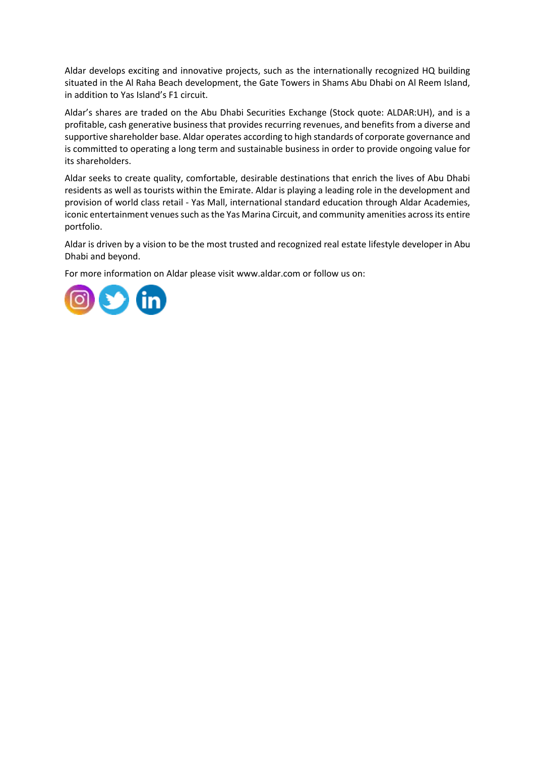Aldar develops exciting and innovative projects, such as the internationally recognized HQ building situated in the Al Raha Beach development, the Gate Towers in Shams Abu Dhabi on Al Reem Island, in addition to Yas Island's F1 circuit.

Aldar's shares are traded on the Abu Dhabi Securities Exchange (Stock quote: ALDAR:UH), and is a profitable, cash generative business that provides recurring revenues, and benefits from a diverse and supportive shareholder base. Aldar operates according to high standards of corporate governance and is committed to operating a long term and sustainable business in order to provide ongoing value for its shareholders.

Aldar seeks to create quality, comfortable, desirable destinations that enrich the lives of Abu Dhabi residents as well as tourists within the Emirate. Aldar is playing a leading role in the development and provision of world class retail - Yas Mall, international standard education through Aldar Academies, iconic entertainment venues such as the Yas Marina Circuit, and community amenities across its entire portfolio.

Aldar is driven by a vision to be the most trusted and recognized real estate lifestyle developer in Abu Dhabi and beyond.

For more information on Aldar please visit www.aldar.com or follow us on: